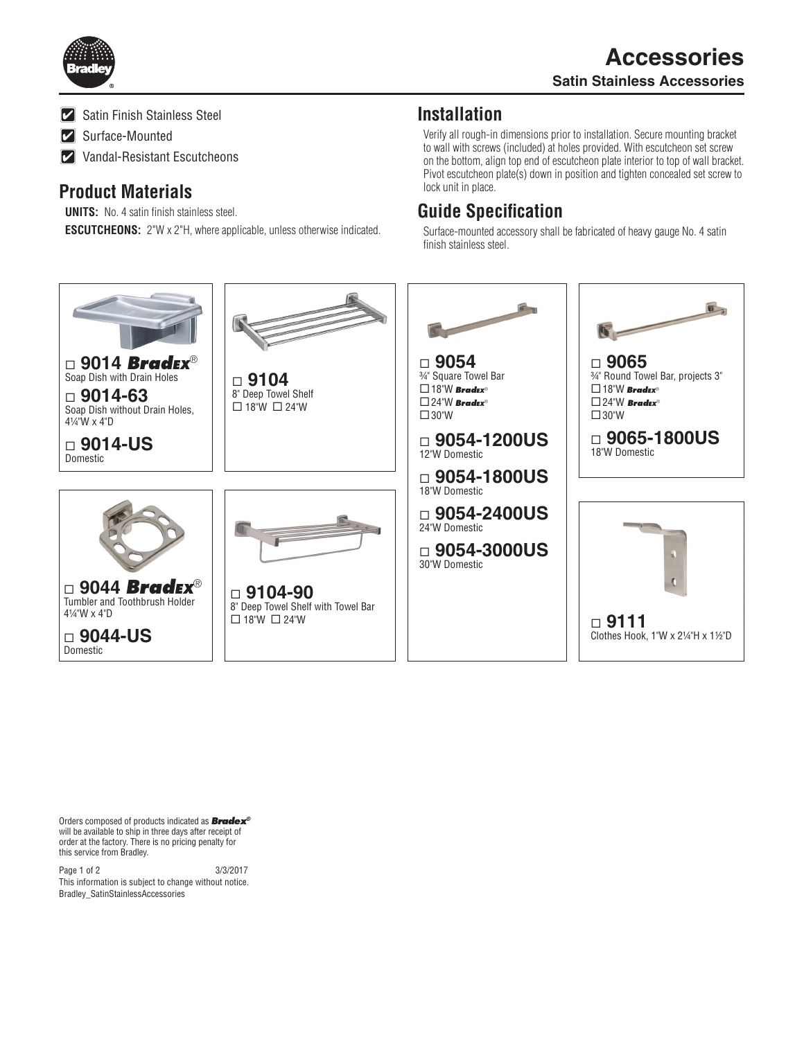# Accessories

## Satin Stainless Accessories

- ☑ Satin Finish Stainless Steel
- ☑ Surface-Mounted
- ☑ Vandal-Resistant Escutcheons

## Product Materials

**UNITS:** No. 4 satin finish stainless steel.

**ESCUTCHEONS:** 2"W x 2"H, where applicable, unless otherwise indicated.

## Installation

Verify all rough-in dimensions prior to installation. Secure mounting bracket to wall with screws (included) at holes provided. With escutcheon set screw on the bottom, align top end of escutcheon plate interior to top of wall bracket. Pivot escutcheon plate(s) down in position and tighten concealed set screw to lock unit in place.

## Guide Specification

Surface-mounted accessory shall be fabricated of heavy gauge No. 4 satin finish stainless steel.

---

☐ **9014 *Bradex®***
Soap Dish with Drain Holes

☐ **9014-63**
Soap Dish without Drain Holes, 4¼"W x 4"D

☐ **9014-US**
Domestic

---

☐ **9104**
8" Deep Towel Shelf
☐ 18"W ☐ 24"W

---

☐ **9054**
¾" Square Towel Bar
☐ 18"W ***Bradex®***
☐ 24"W ***Bradex®***
☐ 30"W

☐ **9054-1200US**
12"W Domestic

☐ **9054-1800US**
18"W Domestic

☐ **9054-2400US**
24"W Domestic

☐ **9054-3000US**
30"W Domestic

---

☐ **9065**
¾" Round Towel Bar, projects 3"
☐ 18"W ***Bradex®***
☐ 24"W ***Bradex®***
☐ 30"W

☐ **9065-1800US**
18"W Domestic

---

☐ **9044 *Bradex®***
Tumbler and Toothbrush Holder
4¼"W x 4"D

☐ **9044-US**
Domestic

---

☐ **9104-90**
8" Deep Towel Shelf with Towel Bar
☐ 18"W ☐ 24"W

---

☐ **9111**
Clothes Hook, 1"W x 2¼"H x 1½"D

---

Orders composed of products indicated as ***Bradex®*** will be available to ship in three days after receipt of order at the factory. There is no pricing penalty for this service from Bradley.

3/3/2017
This information is subject to change without notice.
Bradley_SatinStainlessAccessories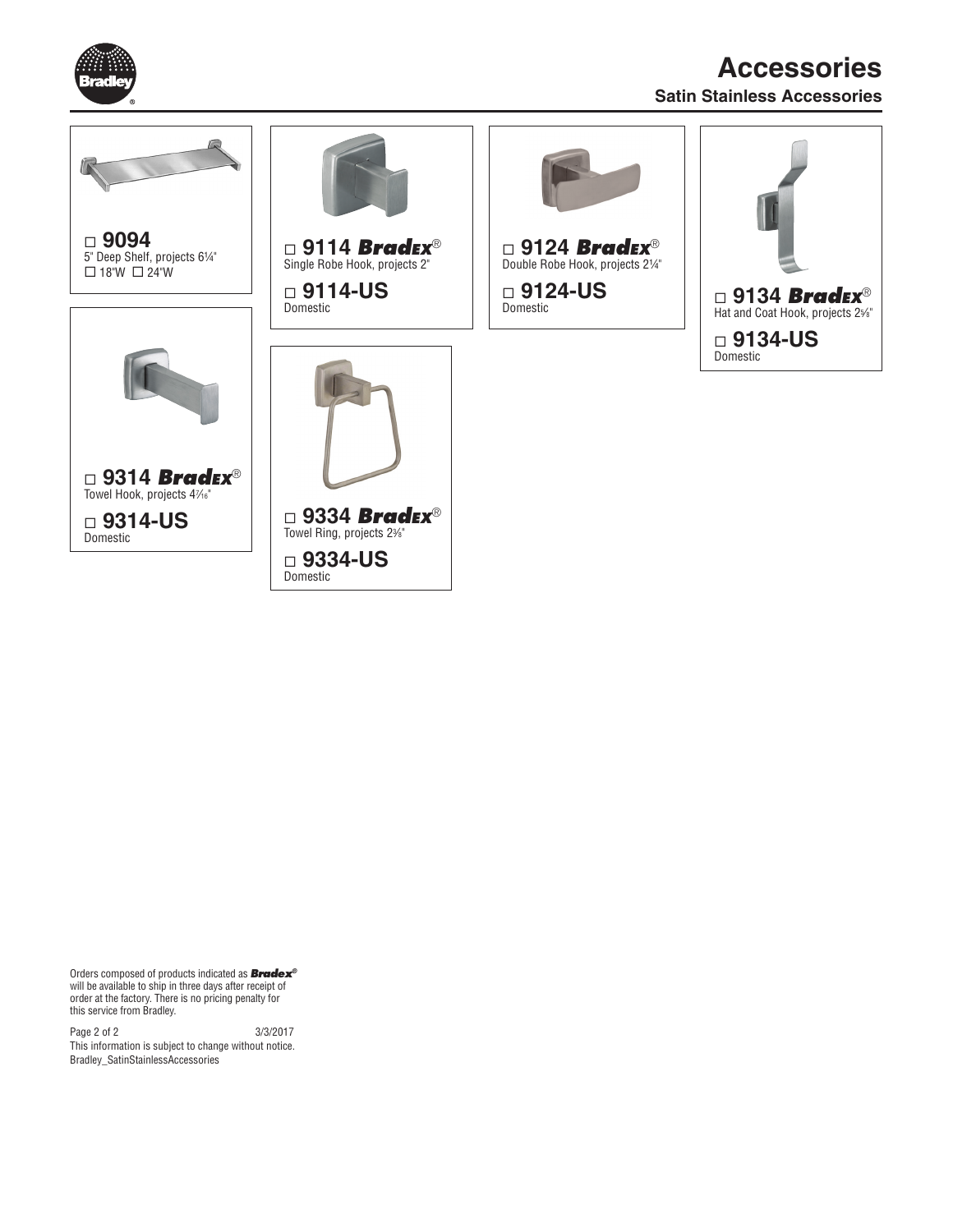# Accessories

## Satin Stainless Accessories

□ **9094**
5" Deep Shelf, projects 6¼"
☐ 18"W ☐ 24"W

□ **9114 *Bradex*®**
Single Robe Hook, projects 2"

□ **9114-US**
Domestic

□ **9124 *Bradex*®**
Double Robe Hook, projects 2¼"

□ **9124-US**
Domestic

□ **9134 *Bradex*®**
Hat and Coat Hook, projects 2⅝"

□ **9134-US**
Domestic

□ **9314 *Bradex*®**
Towel Hook, projects 4⁷⁄₁₆"

□ **9314-US**
Domestic

□ **9334 *Bradex*®**
Towel Ring, projects 2⅗"

□ **9334-US**
Domestic

Orders composed of products indicated as ***Bradex*®** will be available to ship in three days after receipt of order at the factory. There is no pricing penalty for this service from Bradley.

3/3/2017
This information is subject to change without notice.
Bradley_SatinStainlessAccessories